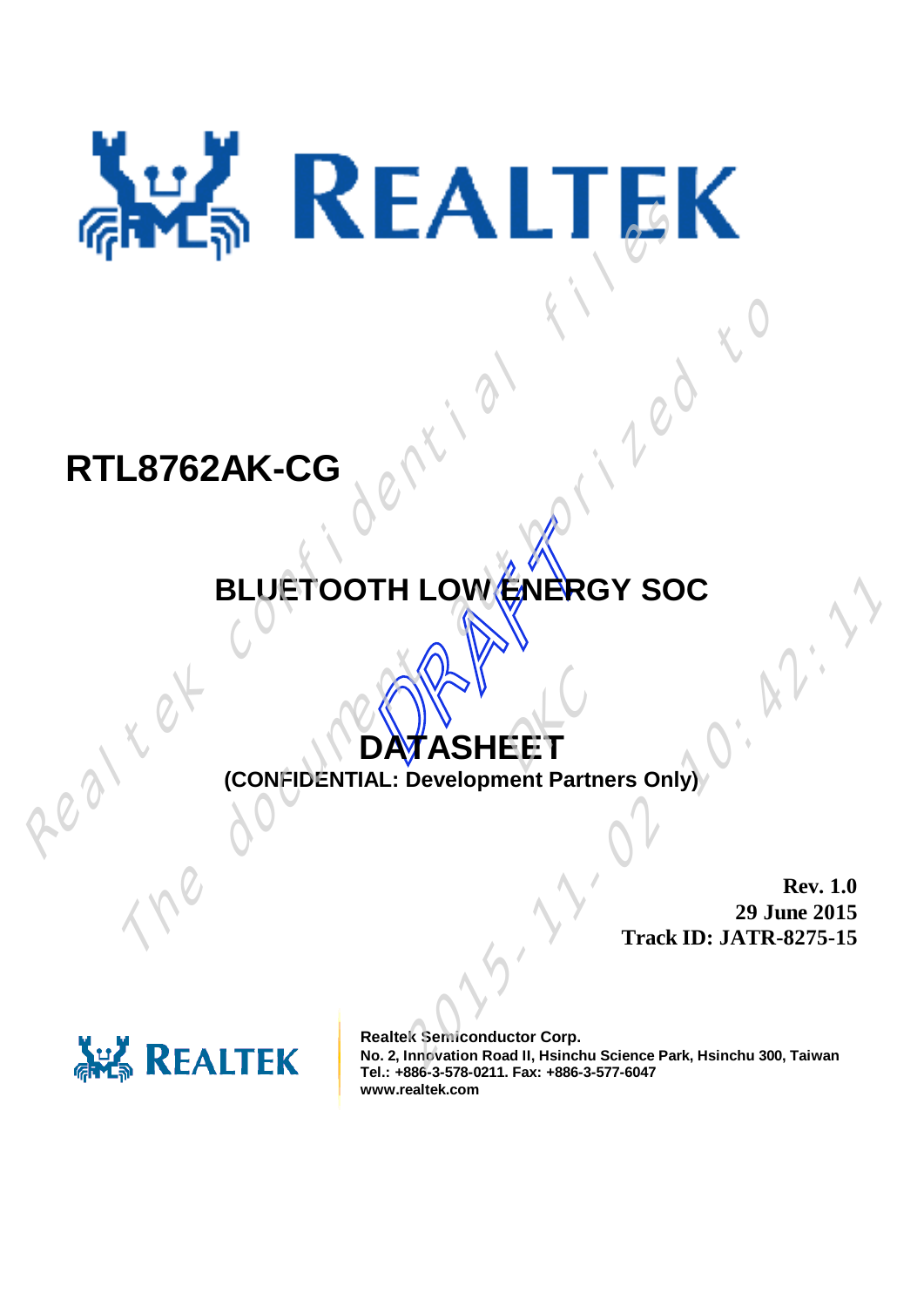# RTL8762AK-CG

## BLUETOOTH LOW ENERGY SOC

## DATASHEET

**(CONFIDENTIAL: Development Partners Only)**

**Rev. 1.0**
**29 June 2015**
**Track ID: JATR-8275-15**

**Realtek Semiconductor Corp.**
**No. 2, Innovation Road II, Hsinchu Science Park, Hsinchu 300, Taiwan**
**Tel.: +886-3-578-0211. Fax: +886-3-577-6047**
**www.realtek.com**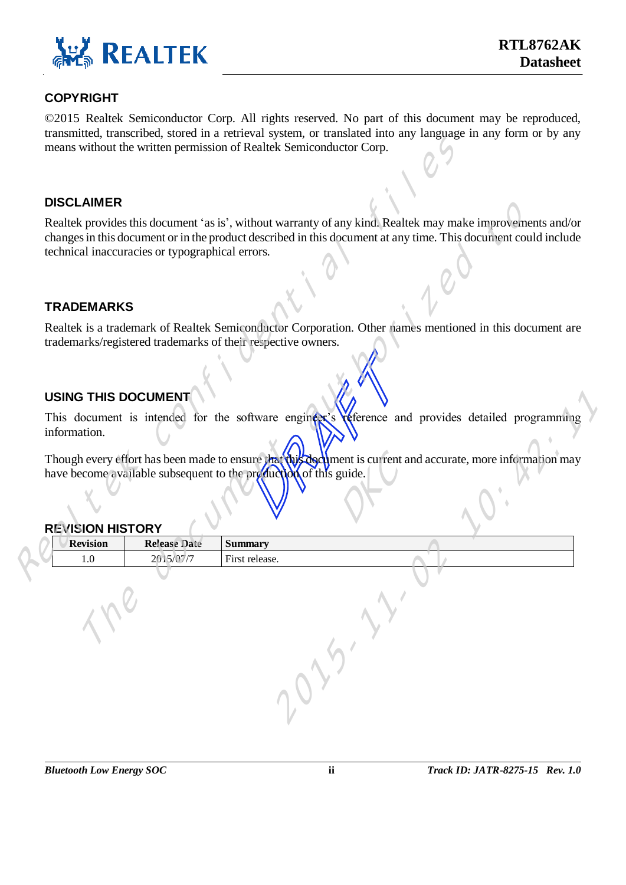## COPYRIGHT

©2015 Realtek Semiconductor Corp. All rights reserved. No part of this document may be reproduced, transmitted, transcribed, stored in a retrieval system, or translated into any language in any form or by any means without the written permission of Realtek Semiconductor Corp.

## DISCLAIMER

Realtek provides this document 'as is', without warranty of any kind. Realtek may make improvements and/or changes in this document or in the product described in this document at any time. This document could include technical inaccuracies or typographical errors.

## TRADEMARKS

Realtek is a trademark of Realtek Semiconductor Corporation. Other names mentioned in this document are trademarks/registered trademarks of their respective owners.

## USING THIS DOCUMENT

This document is intended for the software engineer's reference and provides detailed programming information.

Though every effort has been made to ensure that this document is current and accurate, more information may have become available subsequent to the production of this guide.

## REVISION HISTORY

| Revision | Release Date | Summary |
|---|---|---|
| 1.0 | 2015/07/7 | First release. |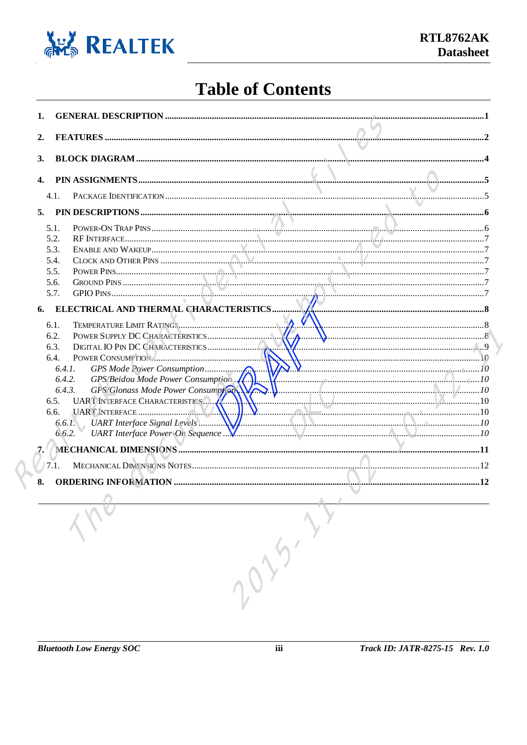# Table of Contents

1. **GENERAL DESCRIPTION** ..... 1
2. **FEATURES** ..... 2
3. **BLOCK DIAGRAM** ..... 4
4. **PIN ASSIGNMENTS** ..... 5
   - 4.1. PACKAGE IDENTIFICATION ..... 5
5. **PIN DESCRIPTIONS** ..... 6
   - 5.1. POWER-ON TRAP PINS ..... 6
   - 5.2. RF INTERFACE ..... 7
   - 5.3. ENABLE AND WAKEUP ..... 7
   - 5.4. CLOCK AND OTHER PINS ..... 7
   - 5.5. POWER PINS ..... 7
   - 5.6. GROUND PINS ..... 7
   - 5.7. GPIO PINS ..... 7
6. **ELECTRICAL AND THERMAL CHARACTERISTICS** ..... 8
   - 6.1. TEMPERATURE LIMIT RATINGS ..... 8
   - 6.2. POWER SUPPLY DC CHARACTERISTICS ..... 8
   - 6.3. DIGITAL IO PIN DC CHARACTERISTICS ..... 9
   - 6.4. POWER CONSUMPTION ..... 10
     - *6.4.1. GPS Mode Power Consumption* ..... *10*
     - *6.4.2. GPS/Beidou Mode Power Consumption* ..... *10*
     - *6.4.3. GPS/Glonass Mode Power Consumption* ..... *10*
   - 6.5. UART INTERFACE CHARACTERISTICS ..... 10
   - 6.6. UART INTERFACE ..... 10
     - *6.6.1. UART Interface Signal Levels* ..... *10*
     - *6.6.2. UART Interface Power-On Sequence* ..... *10*
7. **MECHANICAL DIMENSIONS** ..... 11
   - 7.1. MECHANICAL DIMENSIONS NOTES ..... 12
8. **ORDERING INFORMATION** ..... 12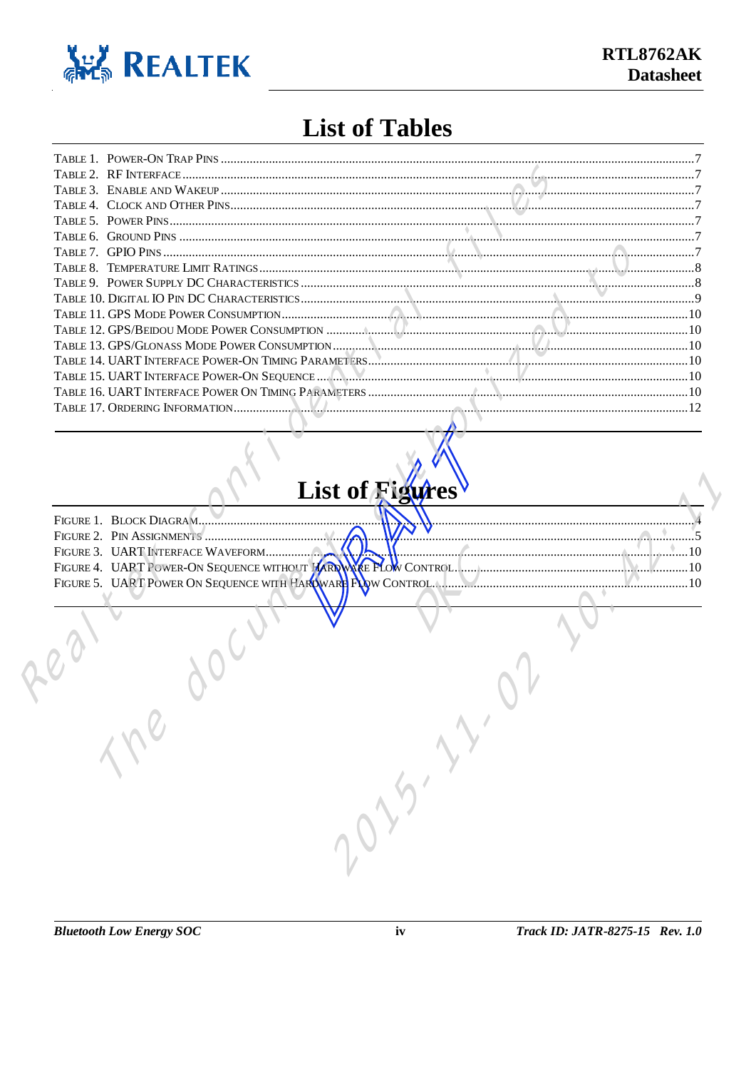# List of Tables

TABLE 1. POWER-ON TRAP PINS ....................................................................................................7
TABLE 2. RF INTERFACE ....................................................................................................7
TABLE 3. ENABLE AND WAKEUP ....................................................................................................7
TABLE 4. CLOCK AND OTHER PINS ....................................................................................................7
TABLE 5. POWER PINS ....................................................................................................7
TABLE 6. GROUND PINS ....................................................................................................7
TABLE 7. GPIO PINS ....................................................................................................7
TABLE 8. TEMPERATURE LIMIT RATINGS ....................................................................................................8
TABLE 9. POWER SUPPLY DC CHARACTERISTICS ....................................................................................................8
TABLE 10. DIGITAL IO PIN DC CHARACTERISTICS ....................................................................................................9
TABLE 11. GPS MODE POWER CONSUMPTION ....................................................................................................10
TABLE 12. GPS/BEIDOU MODE POWER CONSUMPTION ....................................................................................................10
TABLE 13. GPS/GLONASS MODE POWER CONSUMPTION ....................................................................................................10
TABLE 14. UART INTERFACE POWER-ON TIMING PARAMETERS ....................................................................................................10
TABLE 15. UART INTERFACE POWER-ON SEQUENCE ....................................................................................................10
TABLE 16. UART INTERFACE POWER ON TIMING PARAMETERS ....................................................................................................10
TABLE 17. ORDERING INFORMATION ....................................................................................................12

# List of Figures

FIGURE 1. BLOCK DIAGRAM ....................................................................................................4
FIGURE 2. PIN ASSIGNMENTS ....................................................................................................5
FIGURE 3. UART INTERFACE WAVEFORM ....................................................................................................10
FIGURE 4. UART POWER-ON SEQUENCE WITHOUT HARDWARE FLOW CONTROL ....................................................................................................10
FIGURE 5. UART POWER ON SEQUENCE WITH HARDWARE FLOW CONTROL ....................................................................................................10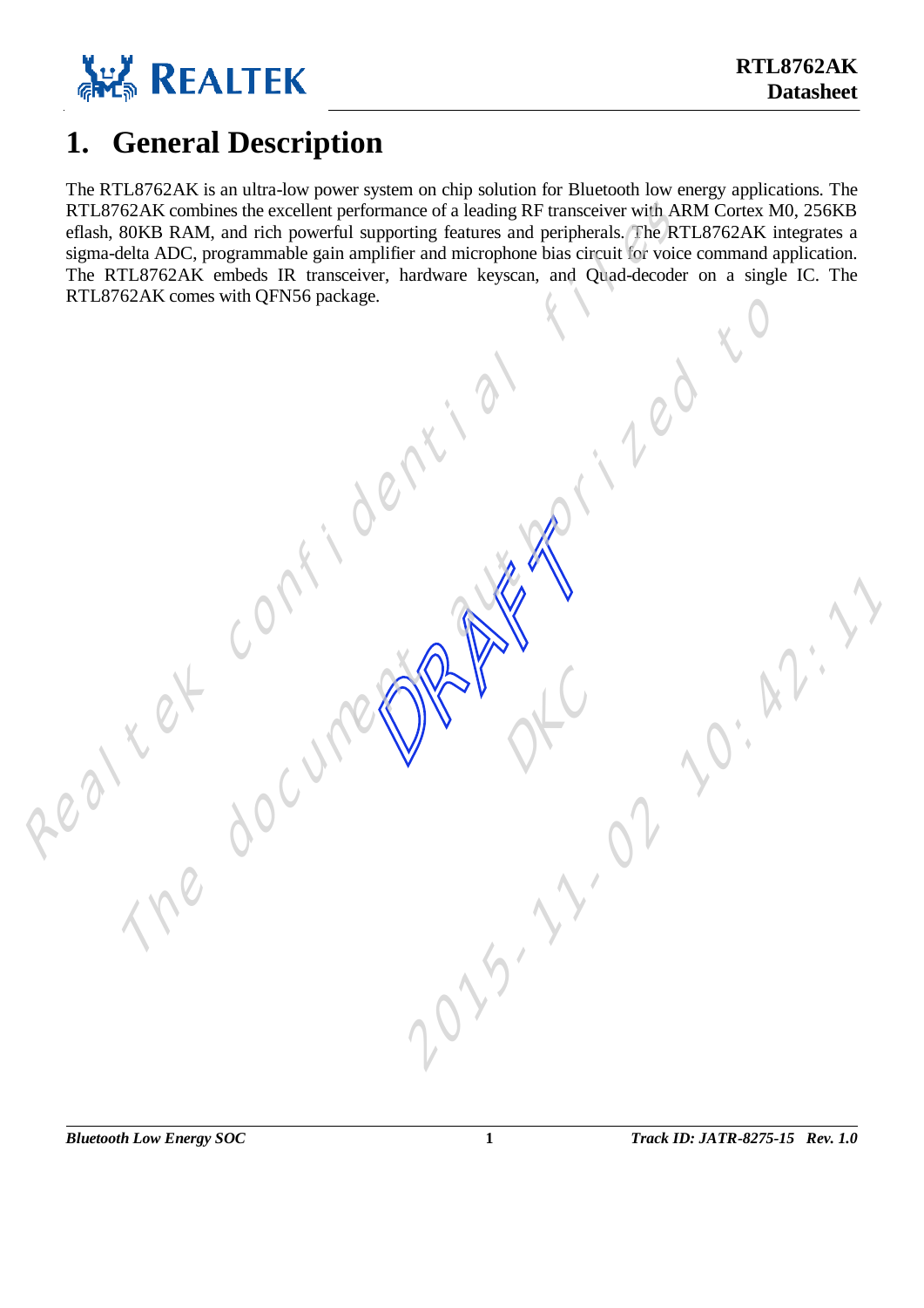# 1. General Description

The RTL8762AK is an ultra-low power system on chip solution for Bluetooth low energy applications. The RTL8762AK combines the excellent performance of a leading RF transceiver with ARM Cortex M0, 256KB eflash, 80KB RAM, and rich powerful supporting features and peripherals. The RTL8762AK integrates a sigma-delta ADC, programmable gain amplifier and microphone bias circuit for voice command application. The RTL8762AK embeds IR transceiver, hardware keyscan, and Quad-decoder on a single IC. The RTL8762AK comes with QFN56 package.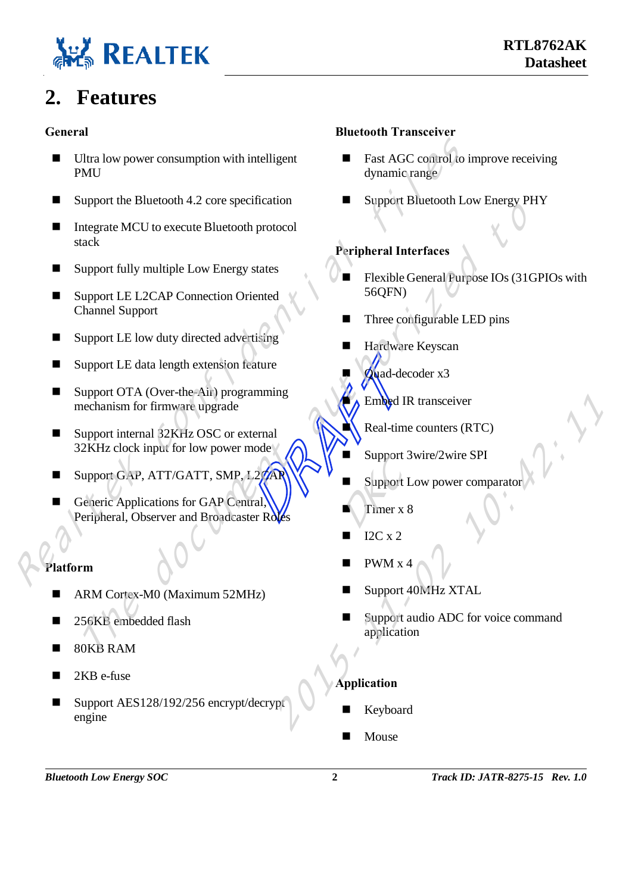# 2. Features

### General

- Ultra low power consumption with intelligent PMU
- Support the Bluetooth 4.2 core specification
- Integrate MCU to execute Bluetooth protocol stack
- Support fully multiple Low Energy states
- Support LE L2CAP Connection Oriented Channel Support
- Support LE low duty directed advertising
- Support LE data length extension feature
- Support OTA (Over-the-Air) programming mechanism for firmware upgrade
- Support internal 32KHz OSC or external 32KHz clock input for low power mode
- Support GAP, ATT/GATT, SMP, L2CAP
- Generic Applications for GAP Central, Peripheral, Observer and Broadcaster Roles

### Platform

- ARM Cortex-M0 (Maximum 52MHz)
- 256KB embedded flash
- 80KB RAM
- 2KB e-fuse
- Support AES128/192/256 encrypt/decrypt engine

### Bluetooth Transceiver

- Fast AGC control to improve receiving dynamic range
- Support Bluetooth Low Energy PHY

### Peripheral Interfaces

- Flexible General Purpose IOs (31GPIOs with 56QFN)
- Three configurable LED pins
- Hardware Keyscan
- Quad-decoder x3
- Embed IR transceiver
- Real-time counters (RTC)
- Support 3wire/2wire SPI
- Support Low power comparator
- Timer x 8
- I2C x 2
- PWM x 4
- Support 40MHz XTAL
- Support audio ADC for voice command application

### Application

- Keyboard
- Mouse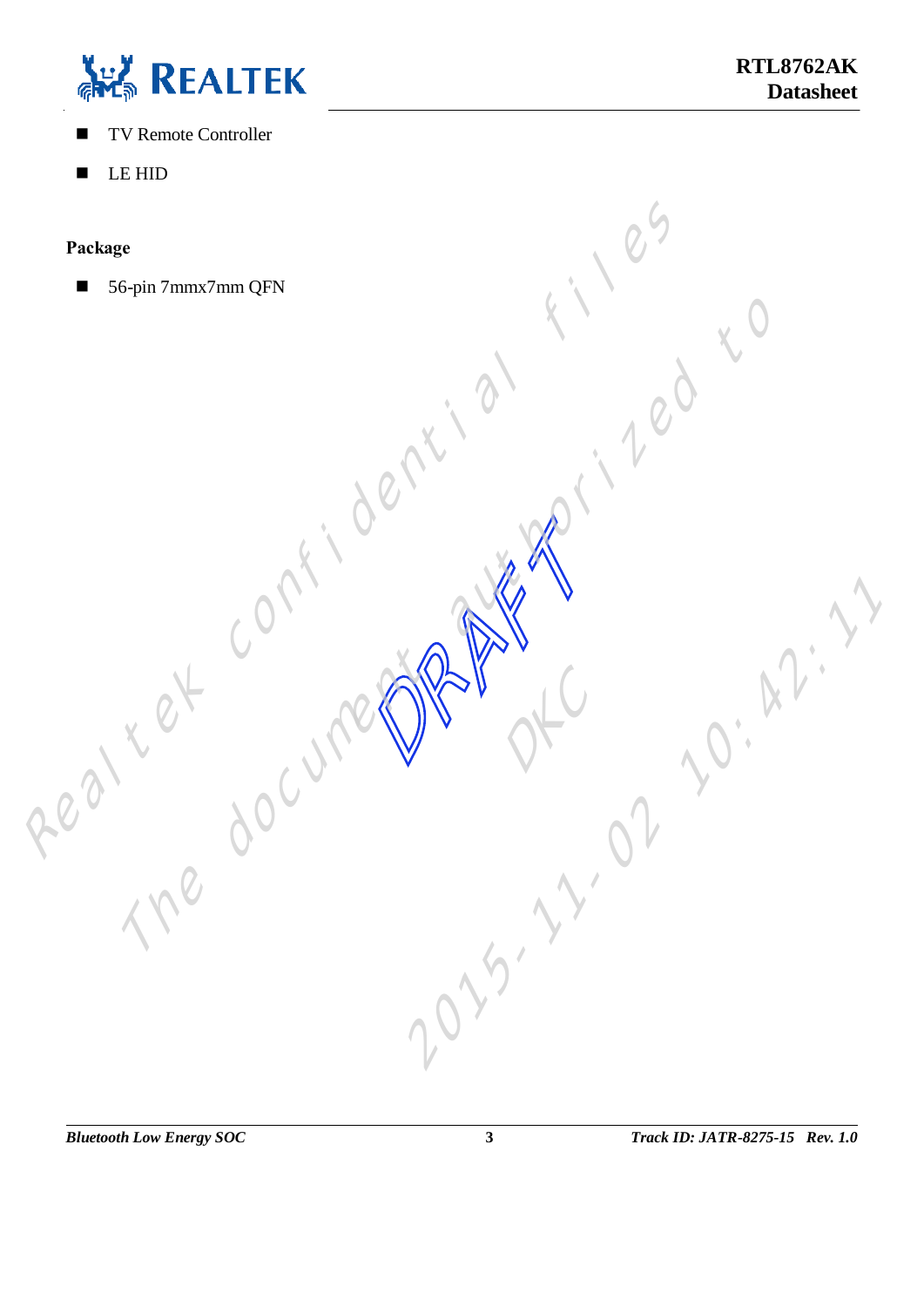- TV Remote Controller
- LE HID

**Package**

- 56-pin 7mmx7mm QFN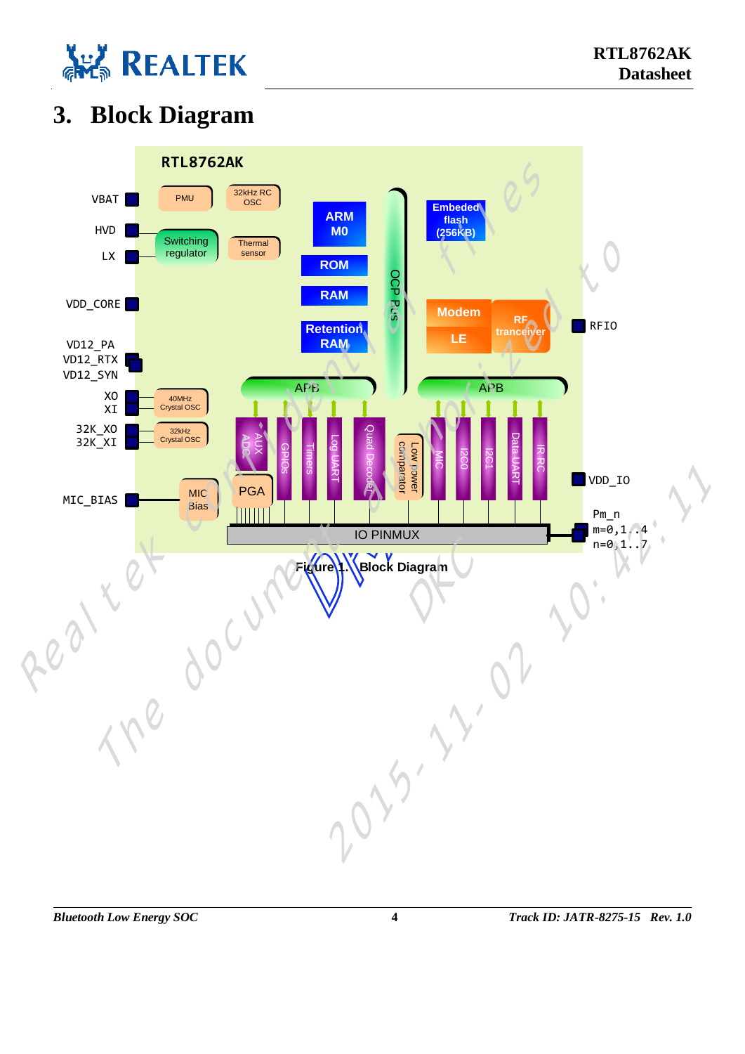# 3. Block Diagram

RTL8762AK

VBAT

HVD

LX

VDD_CORE

VD12_PA
VD12_RTX
VD12_SYN

XO
XI

32K_XO
32K_XI

MIC_BIAS

PMU

32kHz RC OSC

Switching regulator

Thermal sensor

40MHz Crystal OSC

32kHz Crystal OSC

MIC Bias

PGA

ARM M0

ROM

RAM

Retention RAM

OCP Bus

Embeded flash (256KB)

Modem

LE

RF tranceiver

RFIO

APB

APB

AUX ADC

GPIOs

Timers

Log UART

Quad Decoder

Low power comparator

MIC

I2C0

I2C1

Data UART

IR RC

VDD_IO

IO PINMUX

Pm_n
m=0,1..4
n=0,1..7

Figure 1. Block Diagram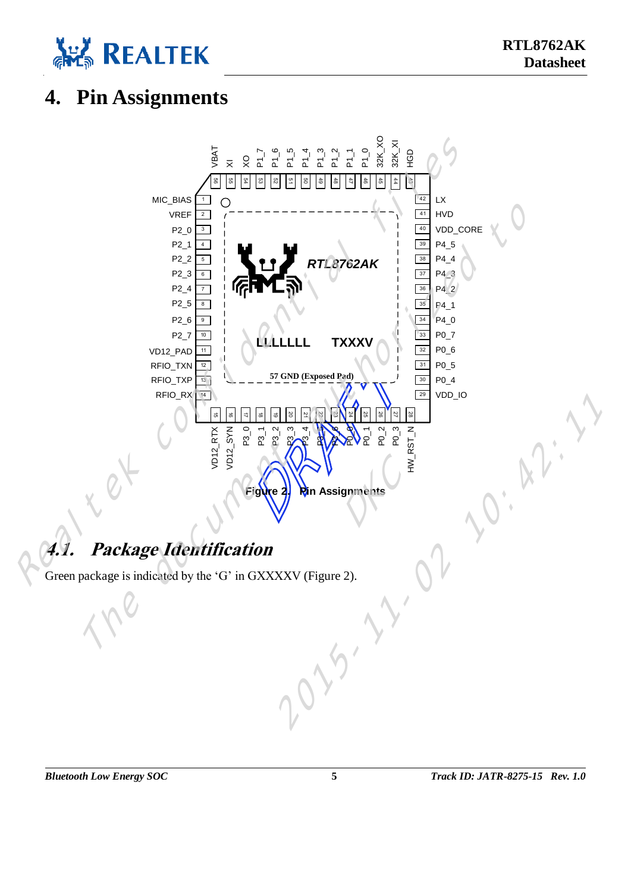# 4. Pin Assignments

| Pin | Name |
|---|---|
| 1 | MIC_BIAS |
| 2 | VREF |
| 3 | P2_0 |
| 4 | P2_1 |
| 5 | P2_2 |
| 6 | P2_3 |
| 7 | P2_4 |
| 8 | P2_5 |
| 9 | P2_6 |
| 10 | P2_7 |
| 11 | VD12_PAD |
| 12 | RFIO_TXN |
| 13 | RFIO_TXP |
| 14 | RFIO_RX |
| 15 | VD12_RTX |
| 16 | VD12_SYN |
| 17 | P3_0 |
| 18 | P3_1 |
| 19 | P3_2 |
| 20 | P3_3 |
| 21 | P3_4 |
| 22 | P3_5 |
| 23 | P3_6 |
| 24 | P0_0 |
| 25 | P0_1 |
| 26 | P0_2 |
| 27 | P0_3 |
| 28 | HW_RST_N |
| 29 | VDD_IO |
| 30 | P0_4 |
| 31 | P0_5 |
| 32 | P0_6 |
| 33 | P0_7 |
| 34 | P4_0 |
| 35 | P4_1 |
| 36 | P4_2 |
| 37 | P4_3 |
| 38 | P4_4 |
| 39 | P4_5 |
| 40 | VDD_CORE |
| 41 | HVD |
| 42 | LX |
| 43 | HGD |
| 44 | 32K_XI |
| 45 | 32K_XO |
| 46 | P1_0 |
| 47 | P1_1 |
| 48 | P1_2 |
| 49 | P1_3 |
| 50 | P1_4 |
| 51 | P1_5 |
| 52 | P1_6 |
| 53 | P1_7 |
| 54 | XO |
| 55 | XI |
| 56 | VBAT |
| 57 | GND (Exposed Pad) |

RTL8762AK

LLLLLLL TXXXV

Figure 2. Pin Assignments

## 4.1. Package Identification

Green package is indicated by the 'G' in GXXXXV (Figure 2).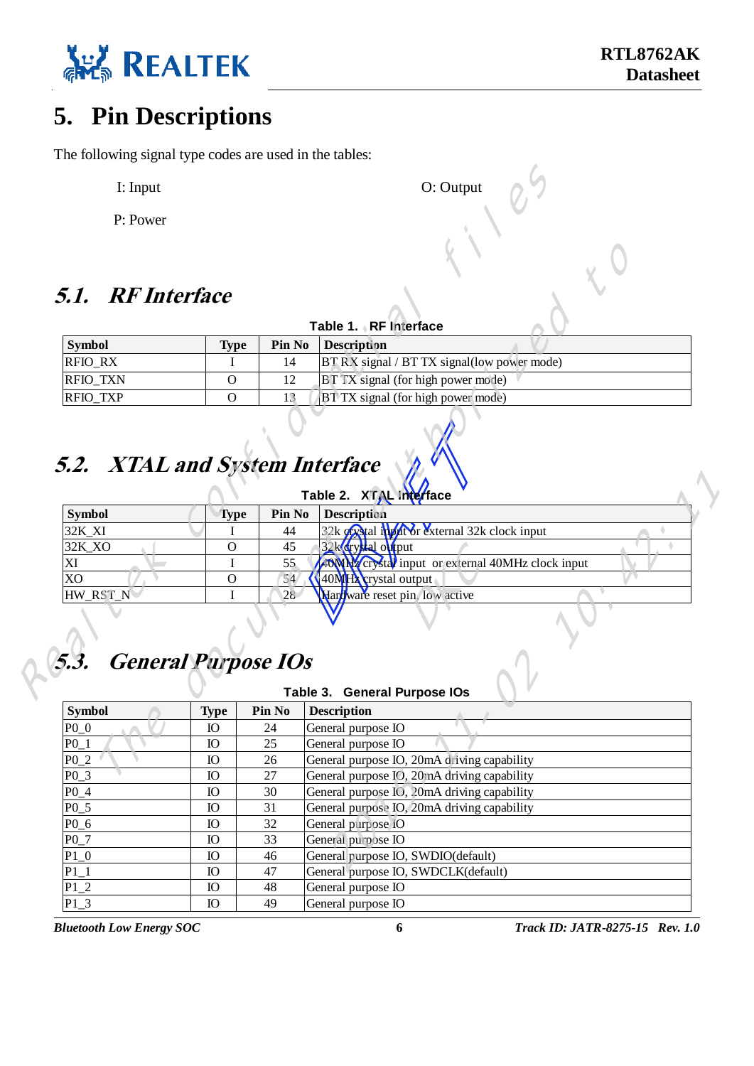# 5. Pin Descriptions

The following signal type codes are used in the tables:

I: Input

O: Output

P: Power

## *5.1. RF Interface*

**Table 1. RF Interface**

| Symbol | Type | Pin No | Description |
|---|---|---|---|
| RFIO_RX | I | 14 | BT RX signal / BT TX signal(low power mode) |
| RFIO_TXN | O | 12 | BT TX signal (for high power mode) |
| RFIO_TXP | O | 13 | BT TX signal (for high power mode) |

## *5.2. XTAL and System Interface*

**Table 2. XTAL Interface**

| Symbol | Type | Pin No | Description |
|---|---|---|---|
| 32K_XI | I | 44 | 32k crystal input or external 32k clock input |
| 32K_XO | O | 45 | 32k crystal output |
| XI | I | 55 | 40MHz crystal input or external 40MHz clock input |
| XO | O | 54 | 40MHz crystal output |
| HW_RST_N | I | 28 | Hardware reset pin, low active |

## *5.3. General Purpose IOs*

**Table 3. General Purpose IOs**

| Symbol | Type | Pin No | Description |
|---|---|---|---|
| P0_0 | IO | 24 | General purpose IO |
| P0_1 | IO | 25 | General purpose IO |
| P0_2 | IO | 26 | General purpose IO, 20mA driving capability |
| P0_3 | IO | 27 | General purpose IO, 20mA driving capability |
| P0_4 | IO | 30 | General purpose IO, 20mA driving capability |
| P0_5 | IO | 31 | General purpose IO, 20mA driving capability |
| P0_6 | IO | 32 | General purpose IO |
| P0_7 | IO | 33 | General purpose IO |
| P1_0 | IO | 46 | General purpose IO, SWDIO(default) |
| P1_1 | IO | 47 | General purpose IO, SWDCLK(default) |
| P1_2 | IO | 48 | General purpose IO |
| P1_3 | IO | 49 | General purpose IO |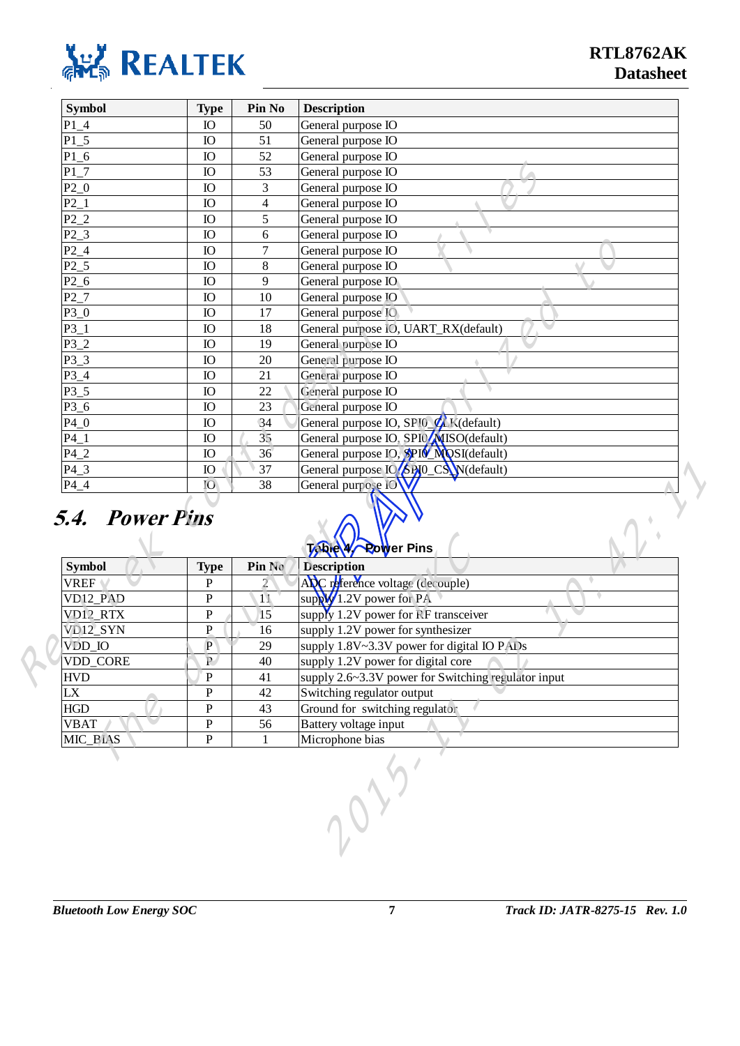| Symbol | Type | Pin No | Description |
|---|---|---|---|
| P1_4 | IO | 50 | General purpose IO |
| P1_5 | IO | 51 | General purpose IO |
| P1_6 | IO | 52 | General purpose IO |
| P1_7 | IO | 53 | General purpose IO |
| P2_0 | IO | 3 | General purpose IO |
| P2_1 | IO | 4 | General purpose IO |
| P2_2 | IO | 5 | General purpose IO |
| P2_3 | IO | 6 | General purpose IO |
| P2_4 | IO | 7 | General purpose IO |
| P2_5 | IO | 8 | General purpose IO |
| P2_6 | IO | 9 | General purpose IO |
| P2_7 | IO | 10 | General purpose IO |
| P3_0 | IO | 17 | General purpose IO |
| P3_1 | IO | 18 | General purpose IO, UART_RX(default) |
| P3_2 | IO | 19 | General purpose IO |
| P3_3 | IO | 20 | General purpose IO |
| P3_4 | IO | 21 | General purpose IO |
| P3_5 | IO | 22 | General purpose IO |
| P3_6 | IO | 23 | General purpose IO |
| P4_0 | IO | 34 | General purpose IO, SPI0_CLK(default) |
| P4_1 | IO | 35 | General purpose IO, SPI0_MISO(default) |
| P4_2 | IO | 36 | General purpose IO, SPI0_MOSI(default) |
| P4_3 | IO | 37 | General purpose IO, SPI0_CS_N(default) |
| P4_4 | IO | 38 | General purpose IO |

## 5.4. Power Pins

Table 4. Power Pins

| Symbol | Type | Pin No | Description |
|---|---|---|---|
| VREF | P | 2 | ADC reference voltage (decouple) |
| VD12_PAD | P | 11 | supply 1.2V power for PA |
| VD12_RTX | P | 15 | supply 1.2V power for RF transceiver |
| VD12_SYN | P | 16 | supply 1.2V power for synthesizer |
| VDD_IO | P | 29 | supply 1.8V~3.3V power for digital IO PADs |
| VDD_CORE | P | 40 | supply 1.2V power for digital core |
| HVD | P | 41 | supply 2.6~3.3V power for Switching regulator input |
| LX | P | 42 | Switching regulator output |
| HGD | P | 43 | Ground for switching regulator |
| VBAT | P | 56 | Battery voltage input |
| MIC_BIAS | P | 1 | Microphone bias |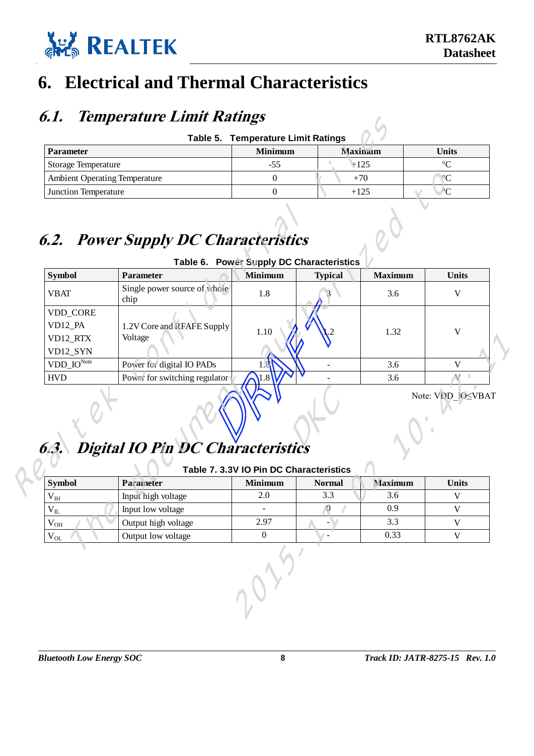# 6. Electrical and Thermal Characteristics

## 6.1. Temperature Limit Ratings

Table 5. Temperature Limit Ratings

| Parameter | Minimum | Maximum | Units |
|---|---|---|---|
| Storage Temperature | -55 | +125 | °C |
| Ambient Operating Temperature | 0 | +70 | °C |
| Junction Temperature | 0 | +125 | °C |

## 6.2. Power Supply DC Characteristics

Table 6. Power Supply DC Characteristics

| Symbol | Parameter | Minimum | Typical | Maximum | Units |
|---|---|---|---|---|---|
| VBAT | Single power source of whole chip | 1.8 | 3 | 3.6 | V |
| VDD_CORE<br>VD12_PA<br>VD12_RTX<br>VD12_SYN | 1.2V Core and RFAFE Supply Voltage | 1.10 | 1.2 | 1.32 | V |
| VDD_IO[Note] | Power for digital IO PADs | 1.8 | - | 3.6 | V |
| HVD | Power for switching regulator | 1.8 | - | 3.6 | V |

Note: VDD_IO≤VBAT

## 6.3. Digital IO Pin DC Characteristics

Table 7. 3.3V IO Pin DC Characteristics

| Symbol | Parameter | Minimum | Normal | Maximum | Units |
|---|---|---|---|---|---|
| $V_{IH}$ | Input high voltage | 2.0 | 3.3 | 3.6 | V |
| $V_{IL}$ | Input low voltage | - | 0 | 0.9 | V |
| $V_{OH}$ | Output high voltage | 2.97 | - | 3.3 | V |
| $V_{OL}$ | Output low voltage | 0 | - | 0.33 | V |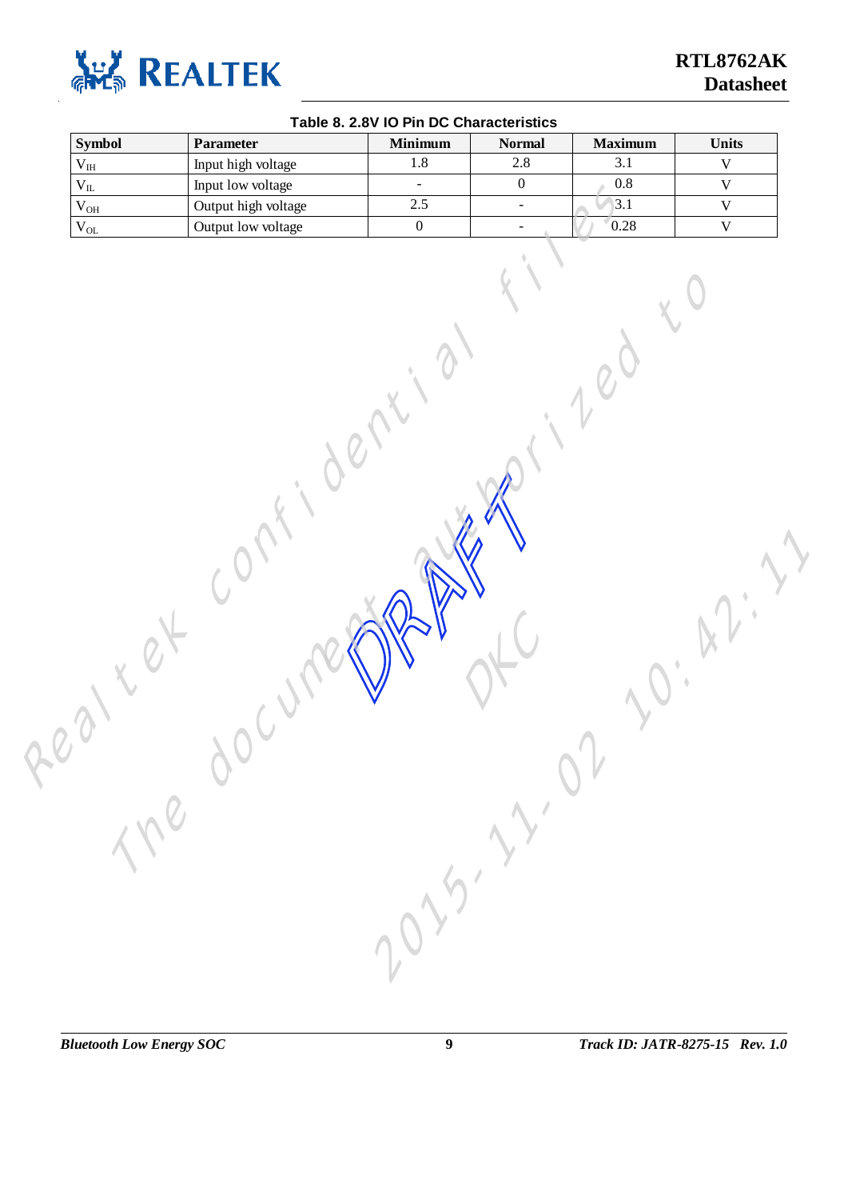Table 8. 2.8V IO Pin DC Characteristics

| Symbol | Parameter | Minimum | Normal | Maximum | Units |
|---|---|---|---|---|---|
| $V_{IH}$ | Input high voltage | 1.8 | 2.8 | 3.1 | V |
| $V_{IL}$ | Input low voltage | - | 0 | 0.8 | V |
| $V_{OH}$ | Output high voltage | 2.5 | - | 3.1 | V |
| $V_{OL}$ | Output low voltage | 0 | - | 0.28 | V |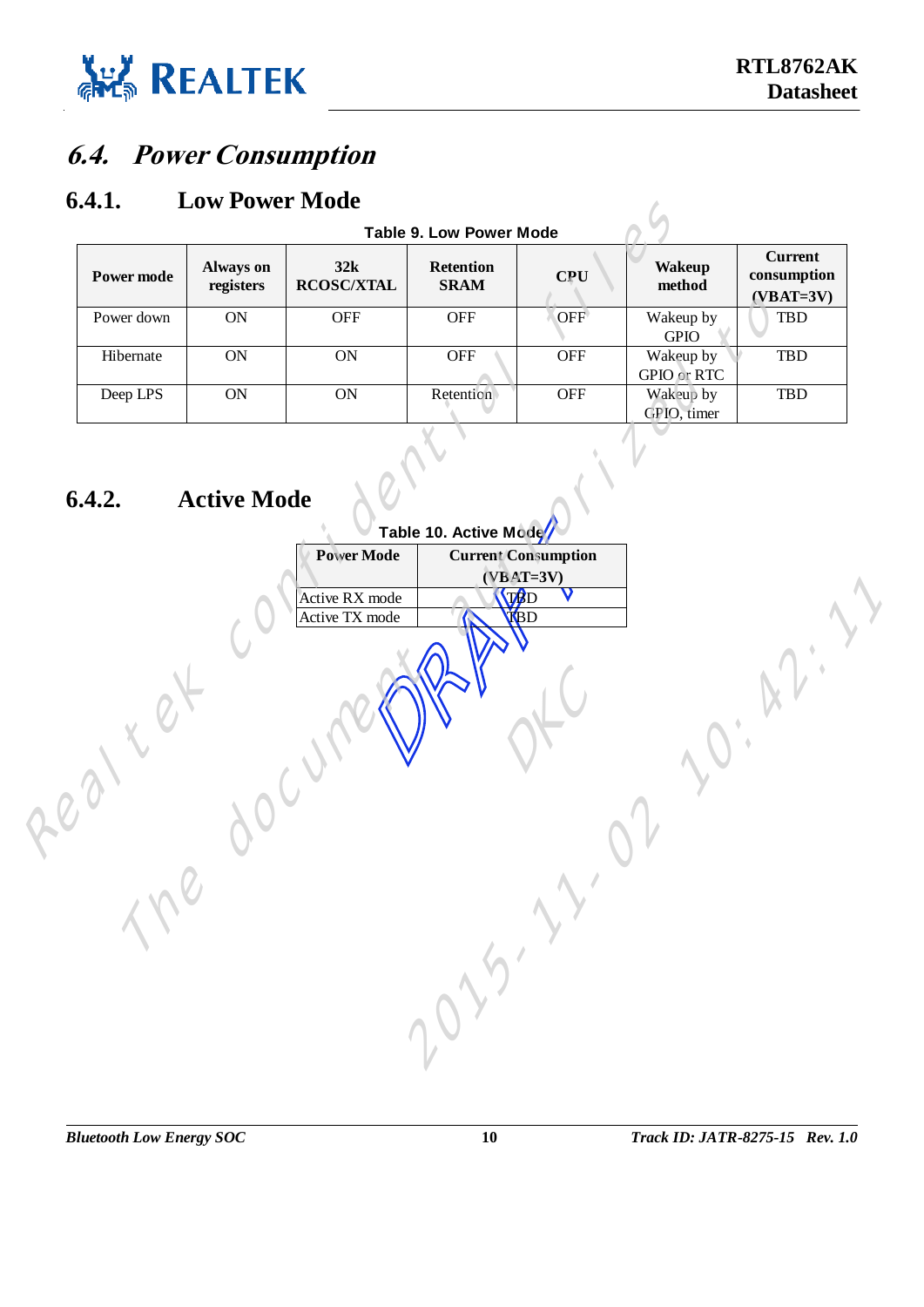## 6.4. Power Consumption

### 6.4.1. Low Power Mode

**Table 9. Low Power Mode**

| Power mode | Always on registers | 32k RCOSC/XTAL | Retention SRAM | CPU | Wakeup method | Current consumption (VBAT=3V) |
|---|---|---|---|---|---|---|
| Power down | ON | OFF | OFF | OFF | Wakeup by GPIO | TBD |
| Hibernate | ON | ON | OFF | OFF | Wakeup by GPIO or RTC | TBD |
| Deep LPS | ON | ON | Retention | OFF | Wakeup by GPIO, timer | TBD |

### 6.4.2. Active Mode

**Table 10. Active Mode**

| Power Mode | Current Consumption (VBAT=3V) |
|---|---|
| Active RX mode | TBD |
| Active TX mode | TBD |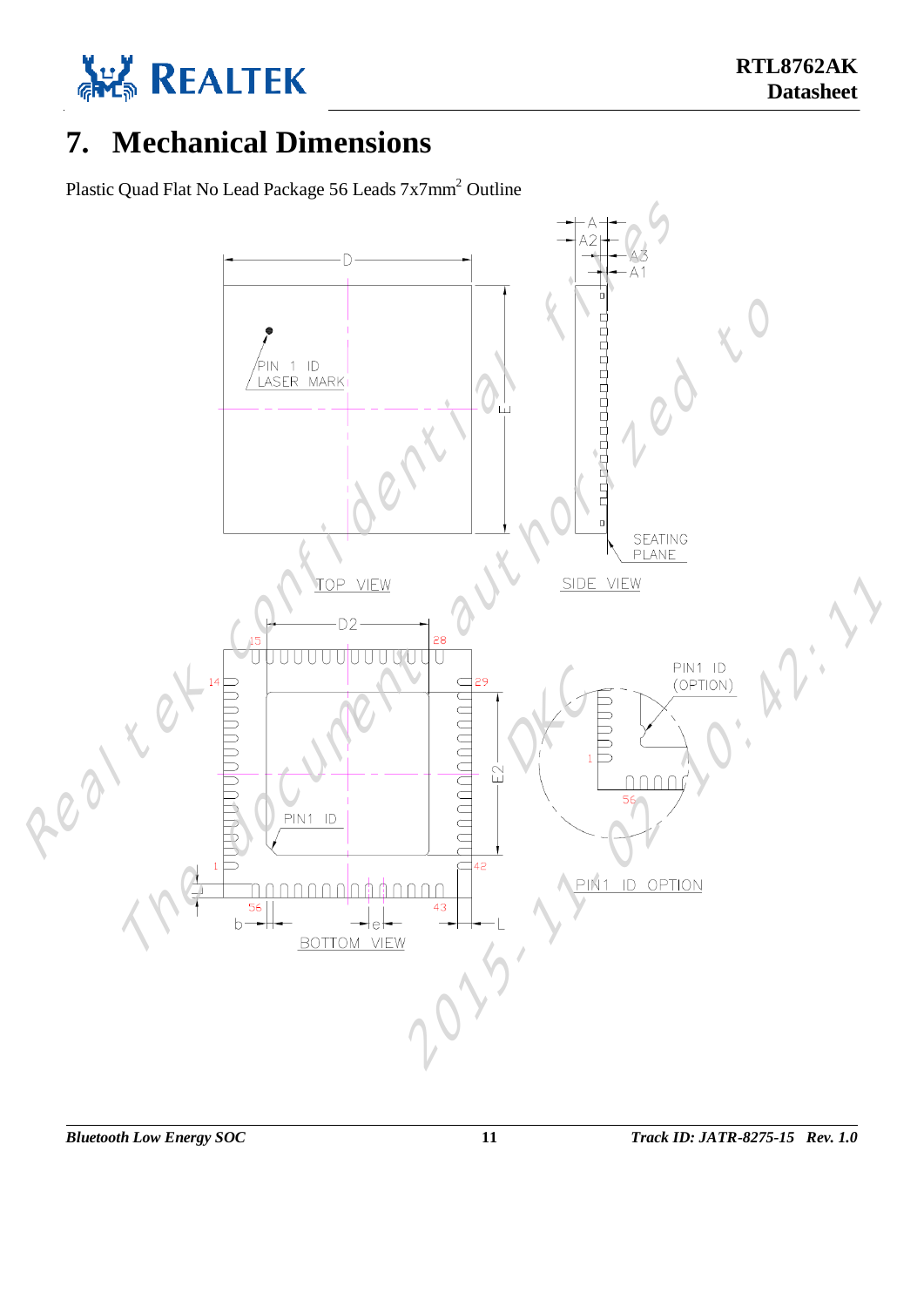# 7. Mechanical Dimensions

Plastic Quad Flat No Lead Package 56 Leads 7x7mm$^2$ Outline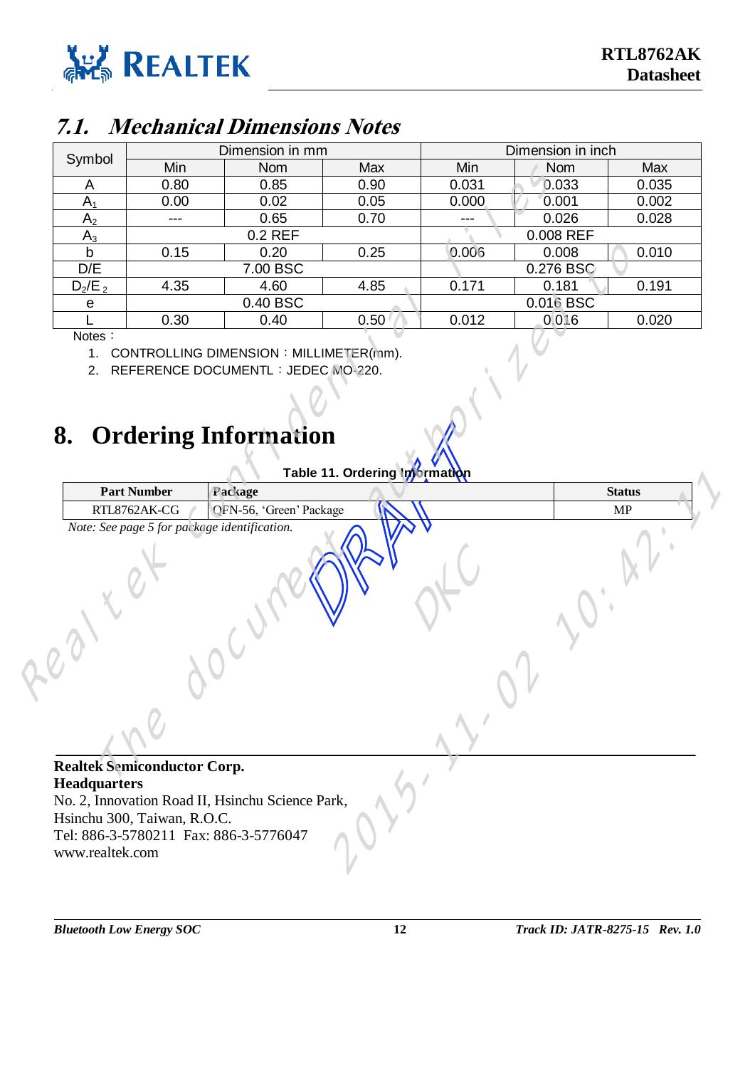## 7.1. Mechanical Dimensions Notes

| Symbol | Dimension in mm | | | Dimension in inch | | |
|---|---|---|---|---|---|---|
| | Min | Nom | Max | Min | Nom | Max |
| A | 0.80 | 0.85 | 0.90 | 0.031 | 0.033 | 0.035 |
| $A_1$ | 0.00 | 0.02 | 0.05 | 0.000 | 0.001 | 0.002 |
| $A_2$ | --- | 0.65 | 0.70 | --- | 0.026 | 0.028 |
| $A_3$ | 0.2 REF | | | 0.008 REF | | |
| b | 0.15 | 0.20 | 0.25 | 0.006 | 0.008 | 0.010 |
| D/E | 7.00 BSC | | | 0.276 BSC | | |
| $D_2/E_2$ | 4.35 | 4.60 | 4.85 | 0.171 | 0.181 | 0.191 |
| e | 0.40 BSC | | | 0.016 BSC | | |
| L | 0.30 | 0.40 | 0.50 | 0.012 | 0.016 | 0.020 |

Notes：

1. CONTROLLING DIMENSION：MILLIMETER(mm).
2. REFERENCE DOCUMENTL：JEDEC MO-220.

# 8. Ordering Information

**Table 11. Ordering Information**

| Part Number | Package | Status |
|---|---|---|
| RTL8762AK-CG | QFN-56, 'Green' Package | MP |

*Note: See page 5 for package identification.*

**Realtek Semiconductor Corp.**
**Headquarters**
No. 2, Innovation Road II, Hsinchu Science Park,
Hsinchu 300, Taiwan, R.O.C.
Tel: 886-3-5780211 Fax: 886-3-5776047
www.realtek.com